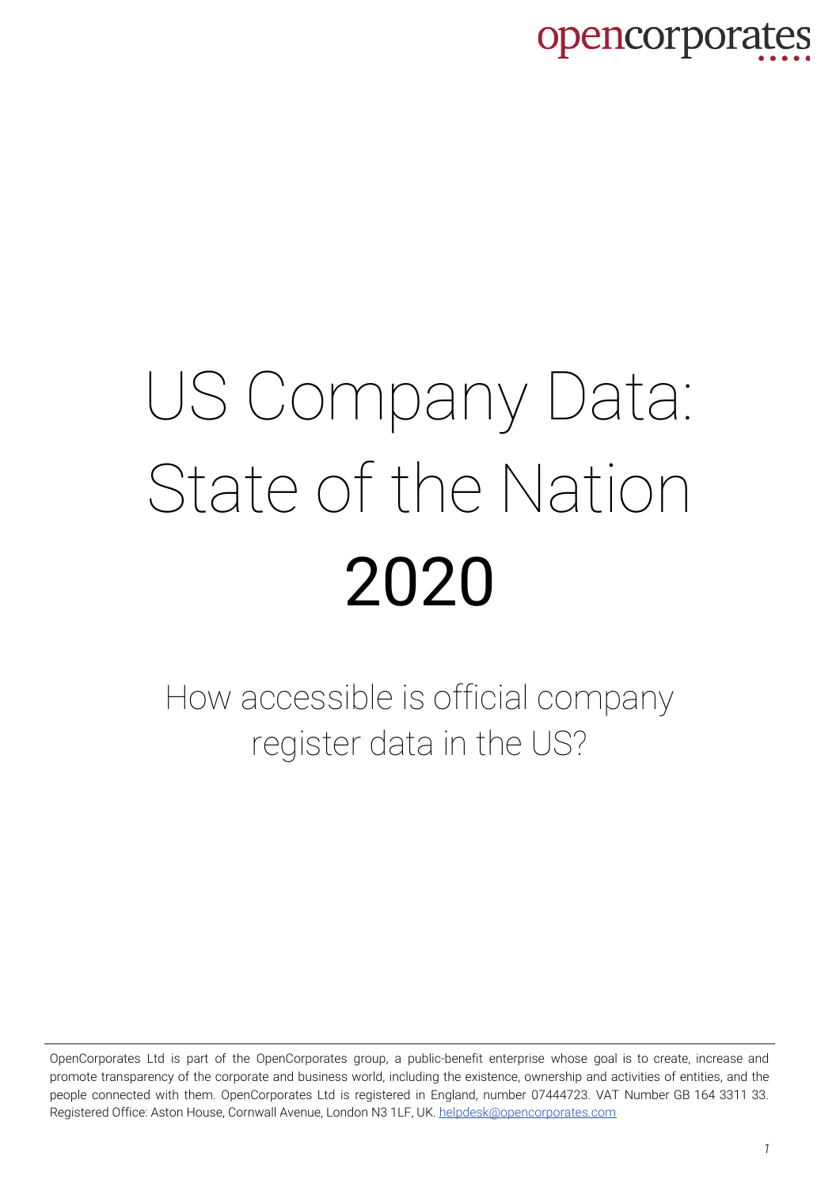opencorporates

# US Company Data: State of the Nation 2020

## How accessible is official company register data in the US?

OpenCorporates Ltd is part of the OpenCorporates group, a public-benefit enterprise whose goal is to create, increase and promote transparency of the corporate and business world, including the existence, ownership and activities of entities, and the people connected with them. OpenCorporates Ltd is registered in England, number 07444723. VAT Number GB 164 3311 33. Registered Office: Aston House, Cornwall Avenue, London N3 1LF, UK. helpdesk@opencorporates.com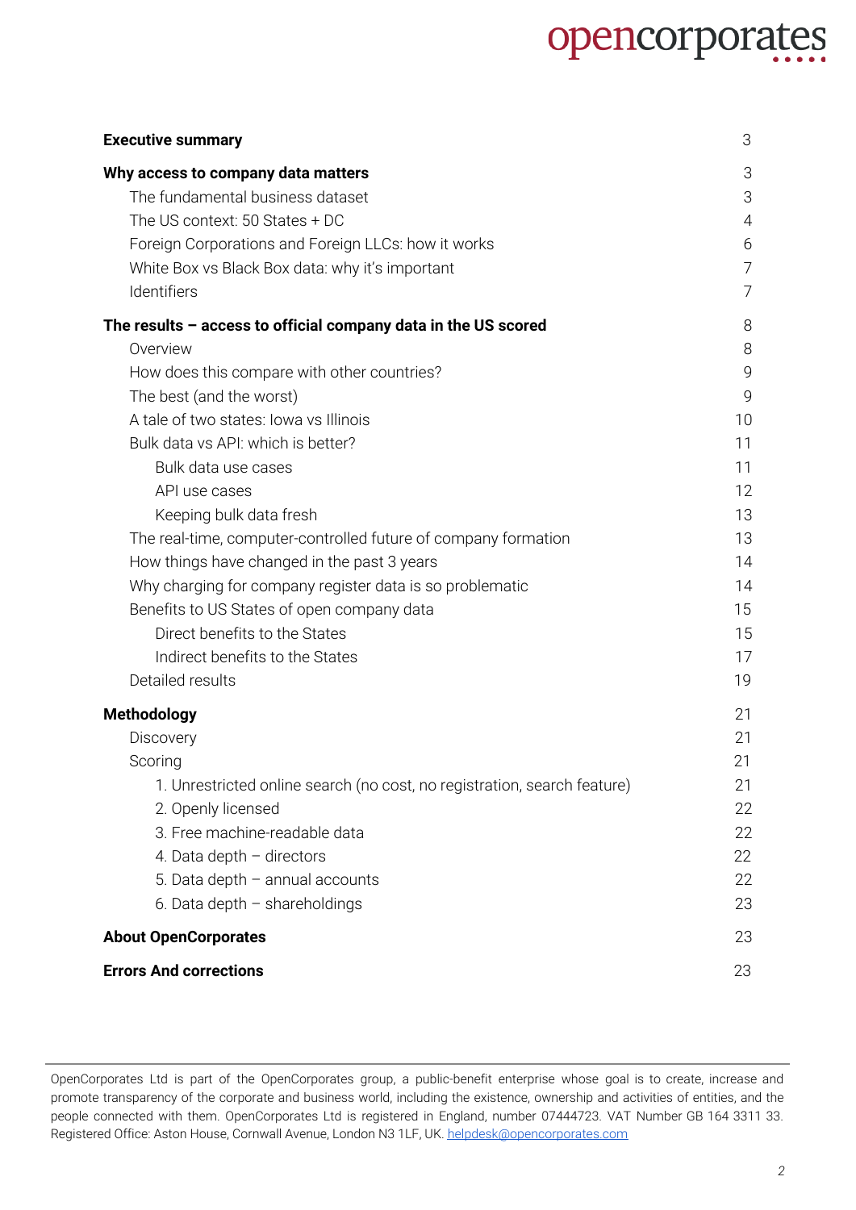| | |
|---|---|
| **Executive summary** | 3 |
| **Why access to company data matters** | 3 |
| The fundamental business dataset | 3 |
| The US context: 50 States + DC | 4 |
| Foreign Corporations and Foreign LLCs: how it works | 6 |
| White Box vs Black Box data: why it's important | 7 |
| Identifiers | 7 |
| **The results – access to official company data in the US scored** | 8 |
| Overview | 8 |
| How does this compare with other countries? | 9 |
| The best (and the worst) | 9 |
| A tale of two states: Iowa vs Illinois | 10 |
| Bulk data vs API: which is better? | 11 |
| Bulk data use cases | 11 |
| API use cases | 12 |
| Keeping bulk data fresh | 13 |
| The real-time, computer-controlled future of company formation | 13 |
| How things have changed in the past 3 years | 14 |
| Why charging for company register data is so problematic | 14 |
| Benefits to US States of open company data | 15 |
| Direct benefits to the States | 15 |
| Indirect benefits to the States | 17 |
| Detailed results | 19 |
| **Methodology** | 21 |
| Discovery | 21 |
| Scoring | 21 |
| 1. Unrestricted online search (no cost, no registration, search feature) | 21 |
| 2. Openly licensed | 22 |
| 3. Free machine-readable data | 22 |
| 4. Data depth – directors | 22 |
| 5. Data depth – annual accounts | 22 |
| 6. Data depth – shareholdings | 23 |
| **About OpenCorporates** | 23 |
| **Errors And corrections** | 23 |

OpenCorporates Ltd is part of the OpenCorporates group, a public-benefit enterprise whose goal is to create, increase and promote transparency of the corporate and business world, including the existence, ownership and activities of entities, and the people connected with them. OpenCorporates Ltd is registered in England, number 07444723. VAT Number GB 164 3311 33. Registered Office: Aston House, Cornwall Avenue, London N3 1LF, UK. helpdesk@opencorporates.com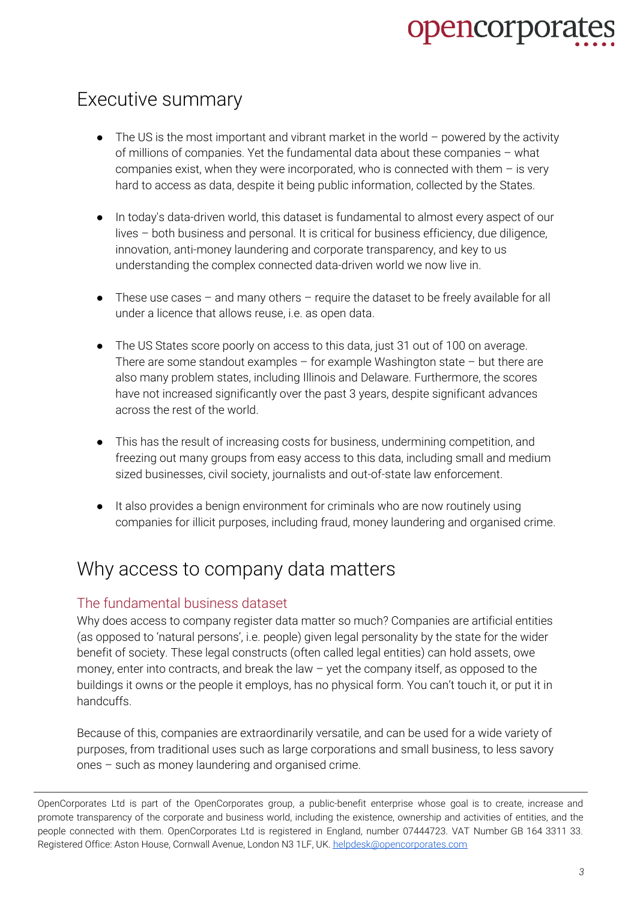# Executive summary

- The US is the most important and vibrant market in the world – powered by the activity of millions of companies. Yet the fundamental data about these companies – what companies exist, when they were incorporated, who is connected with them – is very hard to access as data, despite it being public information, collected by the States.
- In today's data-driven world, this dataset is fundamental to almost every aspect of our lives – both business and personal. It is critical for business efficiency, due diligence, innovation, anti-money laundering and corporate transparency, and key to us understanding the complex connected data-driven world we now live in.
- These use cases – and many others – require the dataset to be freely available for all under a licence that allows reuse, i.e. as open data.
- The US States score poorly on access to this data, just 31 out of 100 on average. There are some standout examples – for example Washington state – but there are also many problem states, including Illinois and Delaware. Furthermore, the scores have not increased significantly over the past 3 years, despite significant advances across the rest of the world.
- This has the result of increasing costs for business, undermining competition, and freezing out many groups from easy access to this data, including small and medium sized businesses, civil society, journalists and out-of-state law enforcement.
- It also provides a benign environment for criminals who are now routinely using companies for illicit purposes, including fraud, money laundering and organised crime.

# Why access to company data matters

## The fundamental business dataset

Why does access to company register data matter so much? Companies are artificial entities (as opposed to 'natural persons', i.e. people) given legal personality by the state for the wider benefit of society. These legal constructs (often called legal entities) can hold assets, owe money, enter into contracts, and break the law – yet the company itself, as opposed to the buildings it owns or the people it employs, has no physical form. You can't touch it, or put it in handcuffs.

Because of this, companies are extraordinarily versatile, and can be used for a wide variety of purposes, from traditional uses such as large corporations and small business, to less savory ones – such as money laundering and organised crime.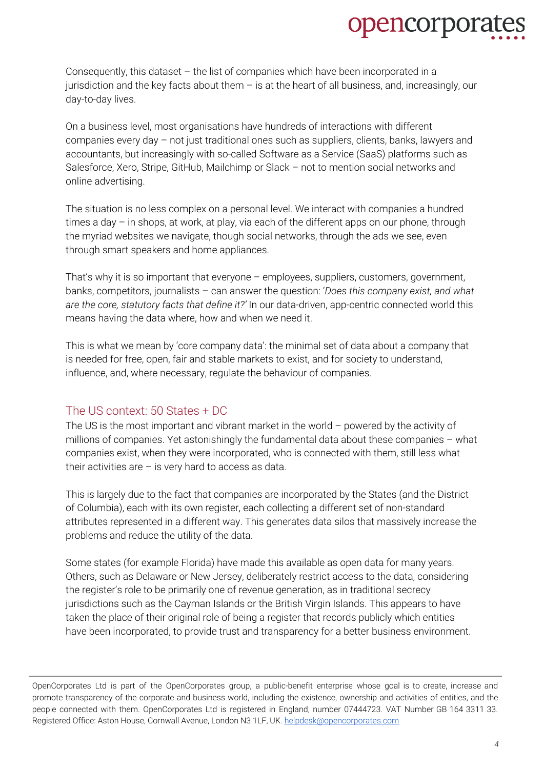Consequently, this dataset – the list of companies which have been incorporated in a jurisdiction and the key facts about them – is at the heart of all business, and, increasingly, our day-to-day lives.

On a business level, most organisations have hundreds of interactions with different companies every day – not just traditional ones such as suppliers, clients, banks, lawyers and accountants, but increasingly with so-called Software as a Service (SaaS) platforms such as Salesforce, Xero, Stripe, GitHub, Mailchimp or Slack – not to mention social networks and online advertising.

The situation is no less complex on a personal level. We interact with companies a hundred times a day – in shops, at work, at play, via each of the different apps on our phone, through the myriad websites we navigate, though social networks, through the ads we see, even through smart speakers and home appliances.

That's why it is so important that everyone – employees, suppliers, customers, government, banks, competitors, journalists – can answer the question: '*Does this company exist, and what are the core, statutory facts that define it?*' In our data-driven, app-centric connected world this means having the data where, how and when we need it.

This is what we mean by 'core company data': the minimal set of data about a company that is needed for free, open, fair and stable markets to exist, and for society to understand, influence, and, where necessary, regulate the behaviour of companies.

## The US context: 50 States + DC

The US is the most important and vibrant market in the world – powered by the activity of millions of companies. Yet astonishingly the fundamental data about these companies – what companies exist, when they were incorporated, who is connected with them, still less what their activities are – is very hard to access as data.

This is largely due to the fact that companies are incorporated by the States (and the District of Columbia), each with its own register, each collecting a different set of non-standard attributes represented in a different way. This generates data silos that massively increase the problems and reduce the utility of the data.

Some states (for example Florida) have made this available as open data for many years. Others, such as Delaware or New Jersey, deliberately restrict access to the data, considering the register's role to be primarily one of revenue generation, as in traditional secrecy jurisdictions such as the Cayman Islands or the British Virgin Islands. This appears to have taken the place of their original role of being a register that records publicly which entities have been incorporated, to provide trust and transparency for a better business environment.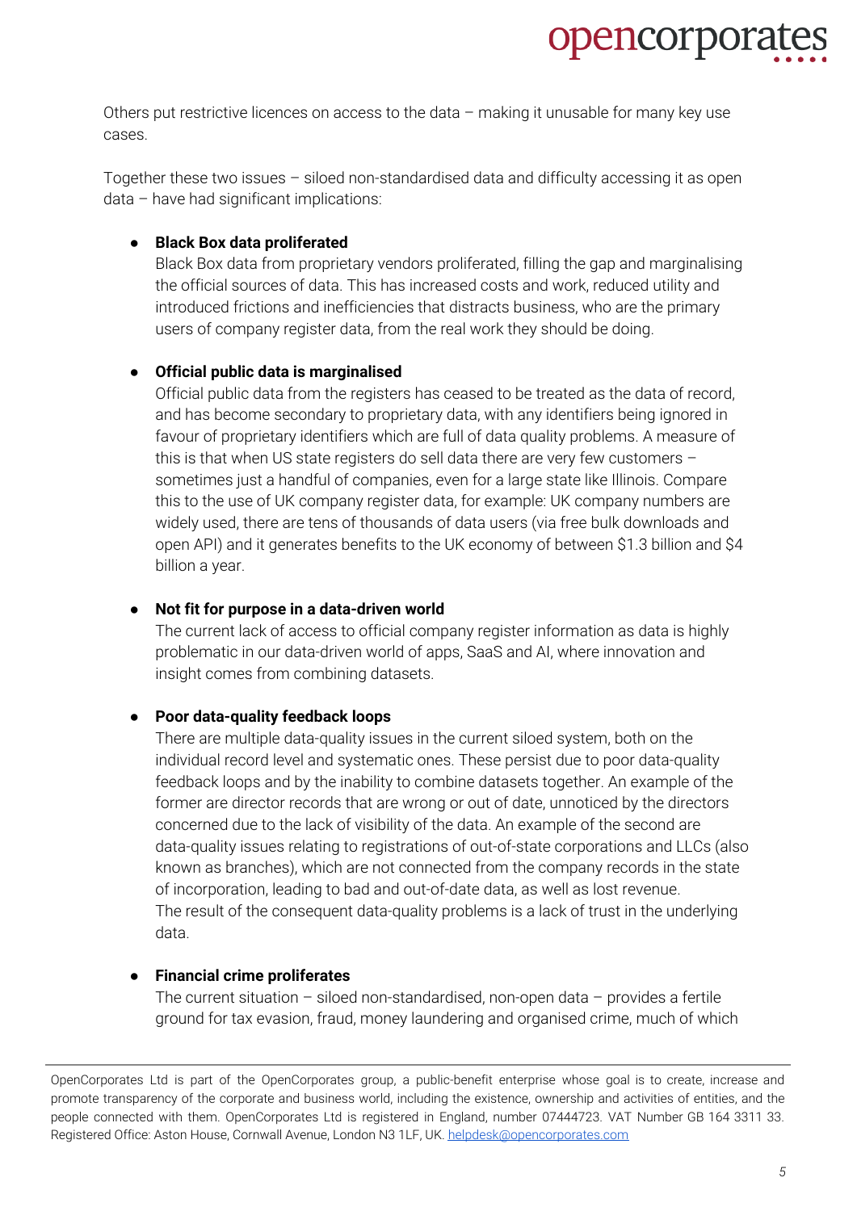Others put restrictive licences on access to the data – making it unusable for many key use cases.

Together these two issues – siloed non-standardised data and difficulty accessing it as open data – have had significant implications:

- **Black Box data proliferated**
  Black Box data from proprietary vendors proliferated, filling the gap and marginalising the official sources of data. This has increased costs and work, reduced utility and introduced frictions and inefficiencies that distracts business, who are the primary users of company register data, from the real work they should be doing.

- **Official public data is marginalised**
  Official public data from the registers has ceased to be treated as the data of record, and has become secondary to proprietary data, with any identifiers being ignored in favour of proprietary identifiers which are full of data quality problems. A measure of this is that when US state registers do sell data there are very few customers – sometimes just a handful of companies, even for a large state like Illinois. Compare this to the use of UK company register data, for example: UK company numbers are widely used, there are tens of thousands of data users (via free bulk downloads and open API) and it generates benefits to the UK economy of between $1.3 billion and $4 billion a year.

- **Not fit for purpose in a data-driven world**
  The current lack of access to official company register information as data is highly problematic in our data-driven world of apps, SaaS and AI, where innovation and insight comes from combining datasets.

- **Poor data-quality feedback loops**
  There are multiple data-quality issues in the current siloed system, both on the individual record level and systematic ones. These persist due to poor data-quality feedback loops and by the inability to combine datasets together. An example of the former are director records that are wrong or out of date, unnoticed by the directors concerned due to the lack of visibility of the data. An example of the second are data-quality issues relating to registrations of out-of-state corporations and LLCs (also known as branches), which are not connected from the company records in the state of incorporation, leading to bad and out-of-date data, as well as lost revenue.
  The result of the consequent data-quality problems is a lack of trust in the underlying data.

- **Financial crime proliferates**
  The current situation – siloed non-standardised, non-open data – provides a fertile ground for tax evasion, fraud, money laundering and organised crime, much of which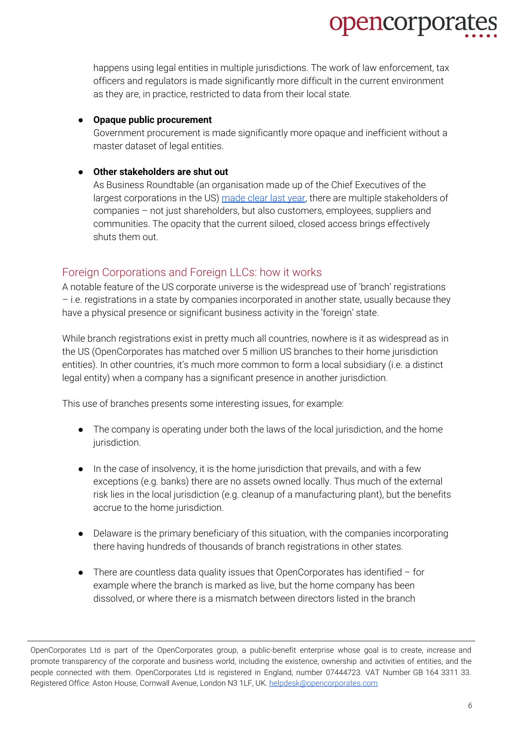happens using legal entities in multiple jurisdictions. The work of law enforcement, tax officers and regulators is made significantly more difficult in the current environment as they are, in practice, restricted to data from their local state.

- **Opaque public procurement**
  Government procurement is made significantly more opaque and inefficient without a master dataset of legal entities.

- **Other stakeholders are shut out**
  As Business Roundtable (an organisation made up of the Chief Executives of the largest corporations in the US) made clear last year, there are multiple stakeholders of companies – not just shareholders, but also customers, employees, suppliers and communities. The opacity that the current siloed, closed access brings effectively shuts them out.

## Foreign Corporations and Foreign LLCs: how it works

A notable feature of the US corporate universe is the widespread use of 'branch' registrations – i.e. registrations in a state by companies incorporated in another state, usually because they have a physical presence or significant business activity in the 'foreign' state.

While branch registrations exist in pretty much all countries, nowhere is it as widespread as in the US (OpenCorporates has matched over 5 million US branches to their home jurisdiction entities). In other countries, it's much more common to form a local subsidiary (i.e. a distinct legal entity) when a company has a significant presence in another jurisdiction.

This use of branches presents some interesting issues, for example:

- The company is operating under both the laws of the local jurisdiction, and the home jurisdiction.

- In the case of insolvency, it is the home jurisdiction that prevails, and with a few exceptions (e.g. banks) there are no assets owned locally. Thus much of the external risk lies in the local jurisdiction (e.g. cleanup of a manufacturing plant), but the benefits accrue to the home jurisdiction.

- Delaware is the primary beneficiary of this situation, with the companies incorporating there having hundreds of thousands of branch registrations in other states.

- There are countless data quality issues that OpenCorporates has identified – for example where the branch is marked as live, but the home company has been dissolved, or where there is a mismatch between directors listed in the branch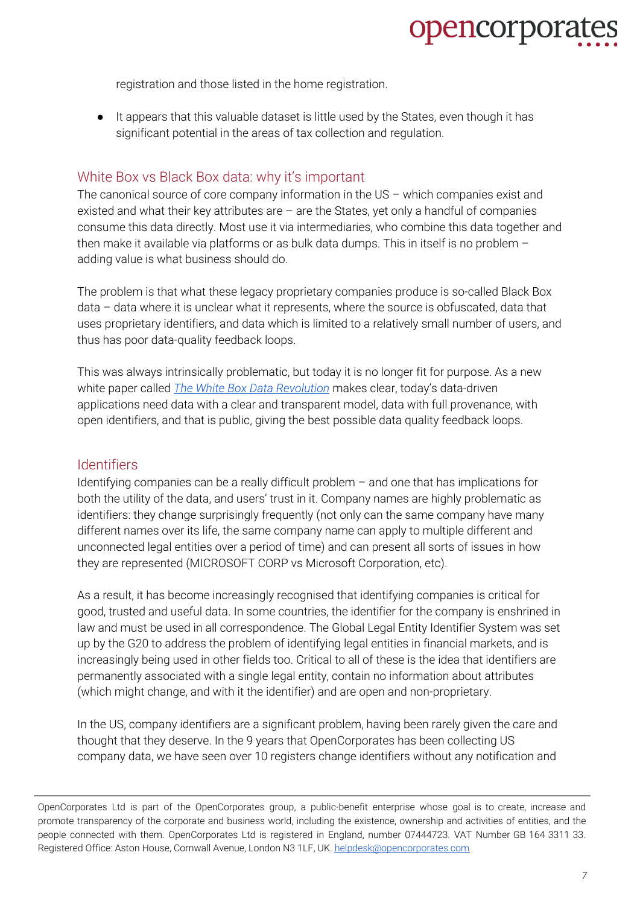registration and those listed in the home registration.

- It appears that this valuable dataset is little used by the States, even though it has significant potential in the areas of tax collection and regulation.

## White Box vs Black Box data: why it's important

The canonical source of core company information in the US – which companies exist and existed and what their key attributes are – are the States, yet only a handful of companies consume this data directly. Most use it via intermediaries, who combine this data together and then make it available via platforms or as bulk data dumps. This in itself is no problem – adding value is what business should do.

The problem is that what these legacy proprietary companies produce is so-called Black Box data – data where it is unclear what it represents, where the source is obfuscated, data that uses proprietary identifiers, and data which is limited to a relatively small number of users, and thus has poor data-quality feedback loops.

This was always intrinsically problematic, but today it is no longer fit for purpose. As a new white paper called *The White Box Data Revolution* makes clear, today's data-driven applications need data with a clear and transparent model, data with full provenance, with open identifiers, and that is public, giving the best possible data quality feedback loops.

## Identifiers

Identifying companies can be a really difficult problem – and one that has implications for both the utility of the data, and users' trust in it. Company names are highly problematic as identifiers: they change surprisingly frequently (not only can the same company have many different names over its life, the same company name can apply to multiple different and unconnected legal entities over a period of time) and can present all sorts of issues in how they are represented (MICROSOFT CORP vs Microsoft Corporation, etc).

As a result, it has become increasingly recognised that identifying companies is critical for good, trusted and useful data. In some countries, the identifier for the company is enshrined in law and must be used in all correspondence. The Global Legal Entity Identifier System was set up by the G20 to address the problem of identifying legal entities in financial markets, and is increasingly being used in other fields too. Critical to all of these is the idea that identifiers are permanently associated with a single legal entity, contain no information about attributes (which might change, and with it the identifier) and are open and non-proprietary.

In the US, company identifiers are a significant problem, having been rarely given the care and thought that they deserve. In the 9 years that OpenCorporates has been collecting US company data, we have seen over 10 registers change identifiers without any notification and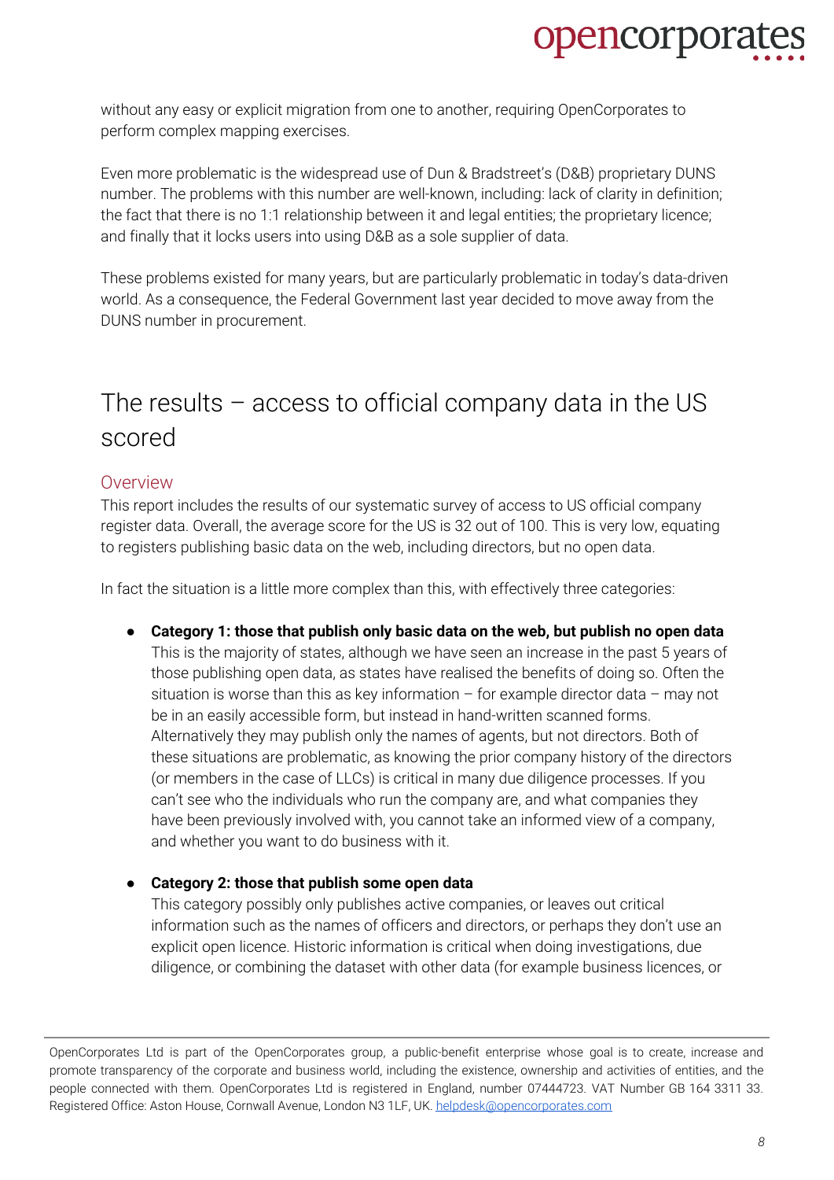without any easy or explicit migration from one to another, requiring OpenCorporates to perform complex mapping exercises.

Even more problematic is the widespread use of Dun & Bradstreet's (D&B) proprietary DUNS number. The problems with this number are well-known, including: lack of clarity in definition; the fact that there is no 1:1 relationship between it and legal entities; the proprietary licence; and finally that it locks users into using D&B as a sole supplier of data.

These problems existed for many years, but are particularly problematic in today's data-driven world. As a consequence, the Federal Government last year decided to move away from the DUNS number in procurement.

# The results – access to official company data in the US scored

## Overview

This report includes the results of our systematic survey of access to US official company register data. Overall, the average score for the US is 32 out of 100. This is very low, equating to registers publishing basic data on the web, including directors, but no open data.

In fact the situation is a little more complex than this, with effectively three categories:

- **Category 1: those that publish only basic data on the web, but publish no open data**
  This is the majority of states, although we have seen an increase in the past 5 years of those publishing open data, as states have realised the benefits of doing so. Often the situation is worse than this as key information – for example director data – may not be in an easily accessible form, but instead in hand-written scanned forms. Alternatively they may publish only the names of agents, but not directors. Both of these situations are problematic, as knowing the prior company history of the directors (or members in the case of LLCs) is critical in many due diligence processes. If you can't see who the individuals who run the company are, and what companies they have been previously involved with, you cannot take an informed view of a company, and whether you want to do business with it.

- **Category 2: those that publish some open data**
  This category possibly only publishes active companies, or leaves out critical information such as the names of officers and directors, or perhaps they don't use an explicit open licence. Historic information is critical when doing investigations, due diligence, or combining the dataset with other data (for example business licences, or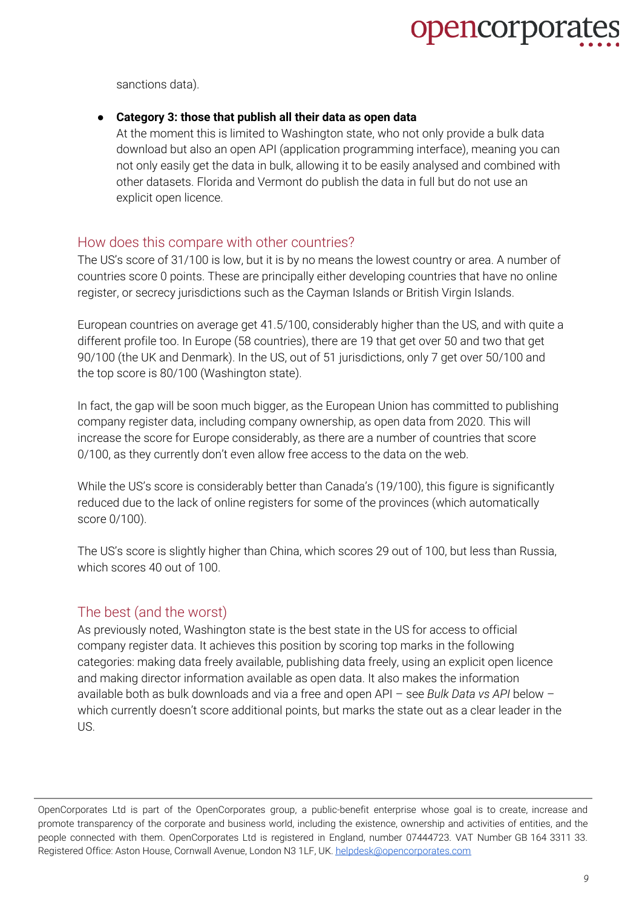sanctions data).

- **Category 3: those that publish all their data as open data**
  At the moment this is limited to Washington state, who not only provide a bulk data download but also an open API (application programming interface), meaning you can not only easily get the data in bulk, allowing it to be easily analysed and combined with other datasets. Florida and Vermont do publish the data in full but do not use an explicit open licence.

## How does this compare with other countries?

The US's score of 31/100 is low, but it is by no means the lowest country or area. A number of countries score 0 points. These are principally either developing countries that have no online register, or secrecy jurisdictions such as the Cayman Islands or British Virgin Islands.

European countries on average get 41.5/100, considerably higher than the US, and with quite a different profile too. In Europe (58 countries), there are 19 that get over 50 and two that get 90/100 (the UK and Denmark). In the US, out of 51 jurisdictions, only 7 get over 50/100 and the top score is 80/100 (Washington state).

In fact, the gap will be soon much bigger, as the European Union has committed to publishing company register data, including company ownership, as open data from 2020. This will increase the score for Europe considerably, as there are a number of countries that score 0/100, as they currently don't even allow free access to the data on the web.

While the US's score is considerably better than Canada's (19/100), this figure is significantly reduced due to the lack of online registers for some of the provinces (which automatically score 0/100).

The US's score is slightly higher than China, which scores 29 out of 100, but less than Russia, which scores 40 out of 100.

## The best (and the worst)

As previously noted, Washington state is the best state in the US for access to official company register data. It achieves this position by scoring top marks in the following categories: making data freely available, publishing data freely, using an explicit open licence and making director information available as open data. It also makes the information available both as bulk downloads and via a free and open API – see *Bulk Data vs API* below – which currently doesn't score additional points, but marks the state out as a clear leader in the US.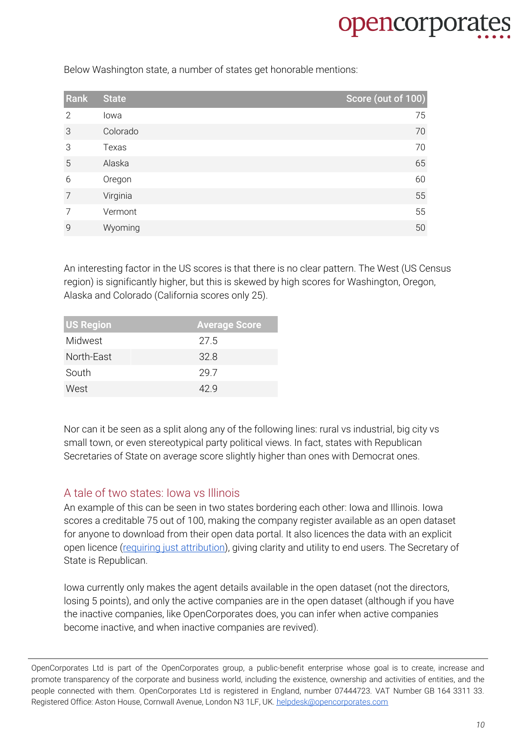Below Washington state, a number of states get honorable mentions:

| Rank | State | Score (out of 100) |
|---|---|---|
| 2 | Iowa | 75 |
| 3 | Colorado | 70 |
| 3 | Texas | 70 |
| 5 | Alaska | 65 |
| 6 | Oregon | 60 |
| 7 | Virginia | 55 |
| 7 | Vermont | 55 |
| 9 | Wyoming | 50 |

An interesting factor in the US scores is that there is no clear pattern. The West (US Census region) is significantly higher, but this is skewed by high scores for Washington, Oregon, Alaska and Colorado (California scores only 25).

| US Region | Average Score |
|---|---|
| Midwest | 27.5 |
| North-East | 32.8 |
| South | 29.7 |
| West | 42.9 |

Nor can it be seen as a split along any of the following lines: rural vs industrial, big city vs small town, or even stereotypical party political views. In fact, states with Republican Secretaries of State on average score slightly higher than ones with Democrat ones.

## A tale of two states: Iowa vs Illinois

An example of this can be seen in two states bordering each other: Iowa and Illinois. Iowa scores a creditable 75 out of 100, making the company register available as an open dataset for anyone to download from their open data portal. It also licences the data with an explicit open licence (requiring just attribution), giving clarity and utility to end users. The Secretary of State is Republican.

Iowa currently only makes the agent details available in the open dataset (not the directors, losing 5 points), and only the active companies are in the open dataset (although if you have the inactive companies, like OpenCorporates does, you can infer when active companies become inactive, and when inactive companies are revived).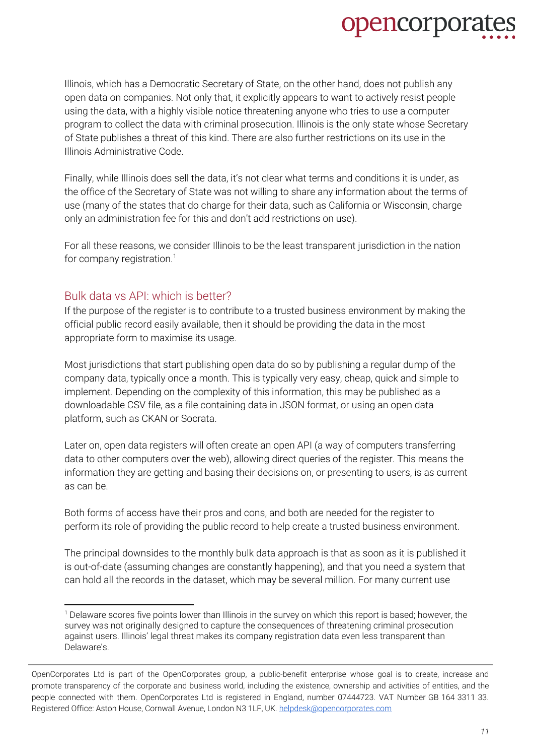Illinois, which has a Democratic Secretary of State, on the other hand, does not publish any open data on companies. Not only that, it explicitly appears to want to actively resist people using the data, with a highly visible notice threatening anyone who tries to use a computer program to collect the data with criminal prosecution. Illinois is the only state whose Secretary of State publishes a threat of this kind. There are also further restrictions on its use in the Illinois Administrative Code.

Finally, while Illinois does sell the data, it's not clear what terms and conditions it is under, as the office of the Secretary of State was not willing to share any information about the terms of use (many of the states that do charge for their data, such as California or Wisconsin, charge only an administration fee for this and don't add restrictions on use).

For all these reasons, we consider Illinois to be the least transparent jurisdiction in the nation for company registration.[1]

## Bulk data vs API: which is better?

If the purpose of the register is to contribute to a trusted business environment by making the official public record easily available, then it should be providing the data in the most appropriate form to maximise its usage.

Most jurisdictions that start publishing open data do so by publishing a regular dump of the company data, typically once a month. This is typically very easy, cheap, quick and simple to implement. Depending on the complexity of this information, this may be published as a downloadable CSV file, as a file containing data in JSON format, or using an open data platform, such as CKAN or Socrata.

Later on, open data registers will often create an open API (a way of computers transferring data to other computers over the web), allowing direct queries of the register. This means the information they are getting and basing their decisions on, or presenting to users, is as current as can be.

Both forms of access have their pros and cons, and both are needed for the register to perform its role of providing the public record to help create a trusted business environment.

The principal downsides to the monthly bulk data approach is that as soon as it is published it is out-of-date (assuming changes are constantly happening), and that you need a system that can hold all the records in the dataset, which may be several million. For many current use

---

[1] Delaware scores five points lower than Illinois in the survey on which this report is based; however, the survey was not originally designed to capture the consequences of threatening criminal prosecution against users. Illinois' legal threat makes its company registration data even less transparent than Delaware's.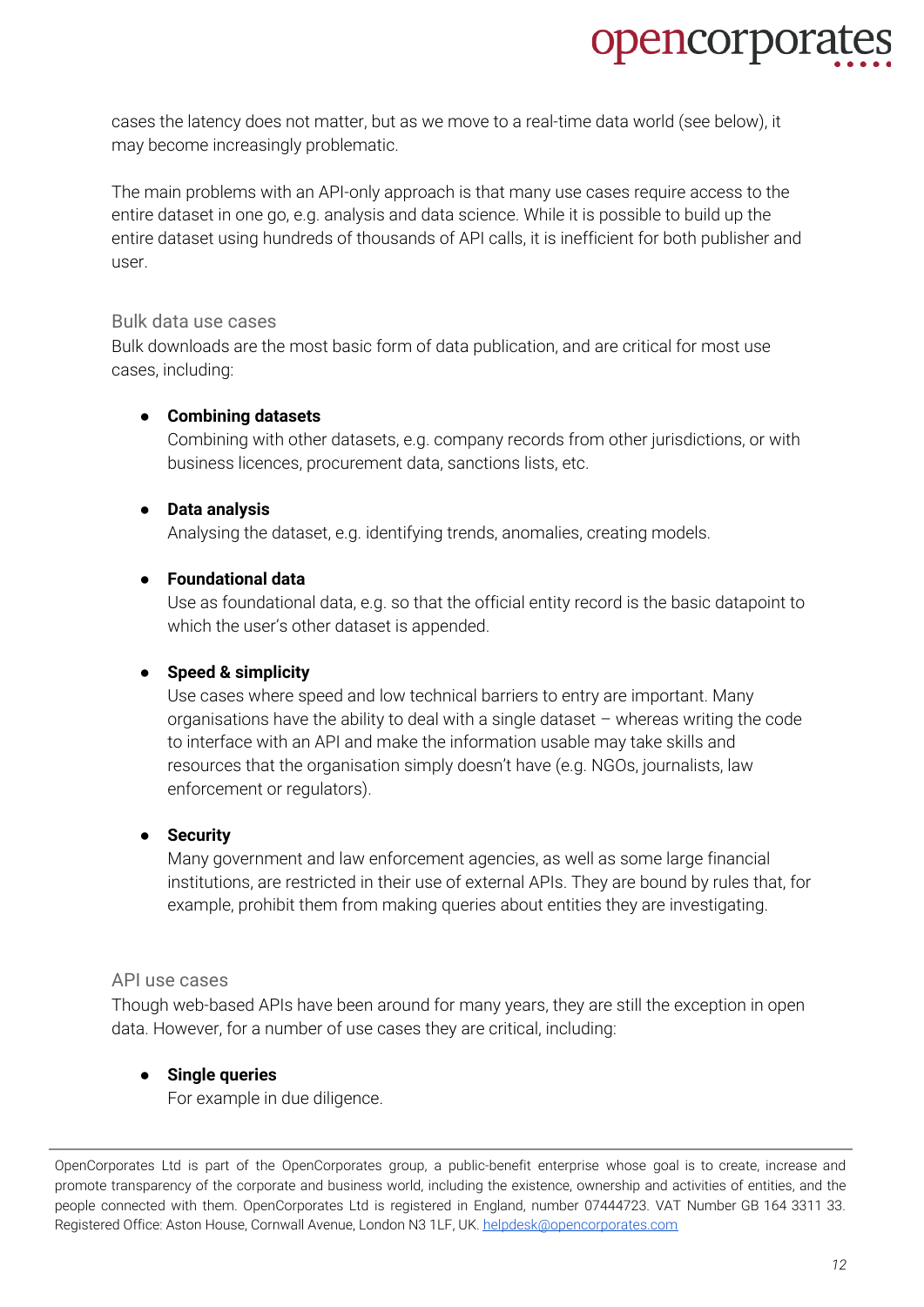cases the latency does not matter, but as we move to a real-time data world (see below), it may become increasingly problematic.

The main problems with an API-only approach is that many use cases require access to the entire dataset in one go, e.g. analysis and data science. While it is possible to build up the entire dataset using hundreds of thousands of API calls, it is inefficient for both publisher and user.

### Bulk data use cases

Bulk downloads are the most basic form of data publication, and are critical for most use cases, including:

- **Combining datasets**
  Combining with other datasets, e.g. company records from other jurisdictions, or with business licences, procurement data, sanctions lists, etc.

- **Data analysis**
  Analysing the dataset, e.g. identifying trends, anomalies, creating models.

- **Foundational data**
  Use as foundational data, e.g. so that the official entity record is the basic datapoint to which the user's other dataset is appended.

- **Speed & simplicity**
  Use cases where speed and low technical barriers to entry are important. Many organisations have the ability to deal with a single dataset – whereas writing the code to interface with an API and make the information usable may take skills and resources that the organisation simply doesn't have (e.g. NGOs, journalists, law enforcement or regulators).

- **Security**
  Many government and law enforcement agencies, as well as some large financial institutions, are restricted in their use of external APIs. They are bound by rules that, for example, prohibit them from making queries about entities they are investigating.

### API use cases

Though web-based APIs have been around for many years, they are still the exception in open data. However, for a number of use cases they are critical, including:

- **Single queries**
  For example in due diligence.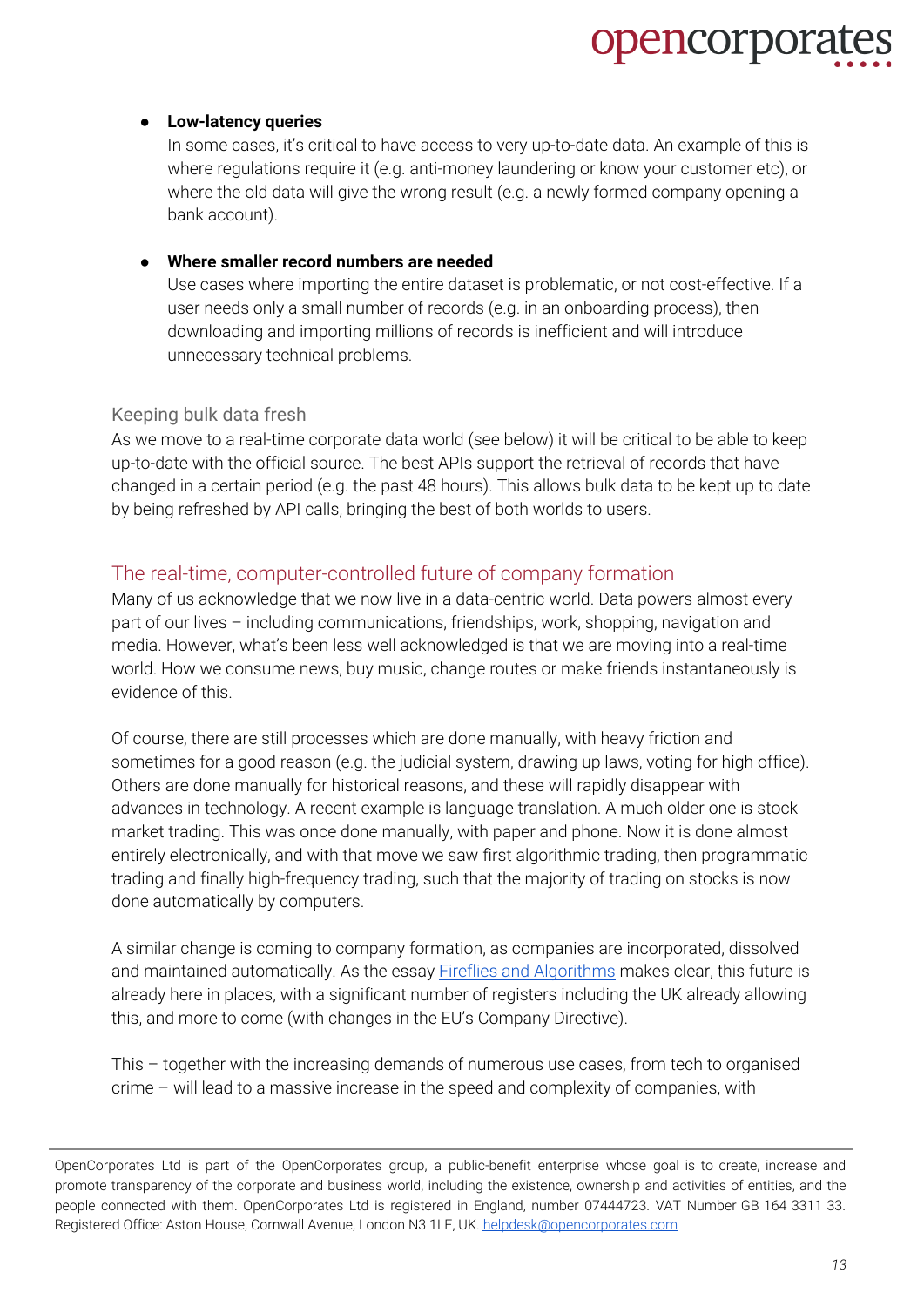- **Low-latency queries**
  In some cases, it's critical to have access to very up-to-date data. An example of this is where regulations require it (e.g. anti-money laundering or know your customer etc), or where the old data will give the wrong result (e.g. a newly formed company opening a bank account).

- **Where smaller record numbers are needed**
  Use cases where importing the entire dataset is problematic, or not cost-effective. If a user needs only a small number of records (e.g. in an onboarding process), then downloading and importing millions of records is inefficient and will introduce unnecessary technical problems.

### Keeping bulk data fresh

As we move to a real-time corporate data world (see below) it will be critical to be able to keep up-to-date with the official source. The best APIs support the retrieval of records that have changed in a certain period (e.g. the past 48 hours). This allows bulk data to be kept up to date by being refreshed by API calls, bringing the best of both worlds to users.

## The real-time, computer-controlled future of company formation

Many of us acknowledge that we now live in a data-centric world. Data powers almost every part of our lives – including communications, friendships, work, shopping, navigation and media. However, what's been less well acknowledged is that we are moving into a real-time world. How we consume news, buy music, change routes or make friends instantaneously is evidence of this.

Of course, there are still processes which are done manually, with heavy friction and sometimes for a good reason (e.g. the judicial system, drawing up laws, voting for high office). Others are done manually for historical reasons, and these will rapidly disappear with advances in technology. A recent example is language translation. A much older one is stock market trading. This was once done manually, with paper and phone. Now it is done almost entirely electronically, and with that move we saw first algorithmic trading, then programmatic trading and finally high-frequency trading, such that the majority of trading on stocks is now done automatically by computers.

A similar change is coming to company formation, as companies are incorporated, dissolved and maintained automatically. As the essay [Fireflies and Algorithms] makes clear, this future is already here in places, with a significant number of registers including the UK already allowing this, and more to come (with changes in the EU's Company Directive).

This – together with the increasing demands of numerous use cases, from tech to organised crime – will lead to a massive increase in the speed and complexity of companies, with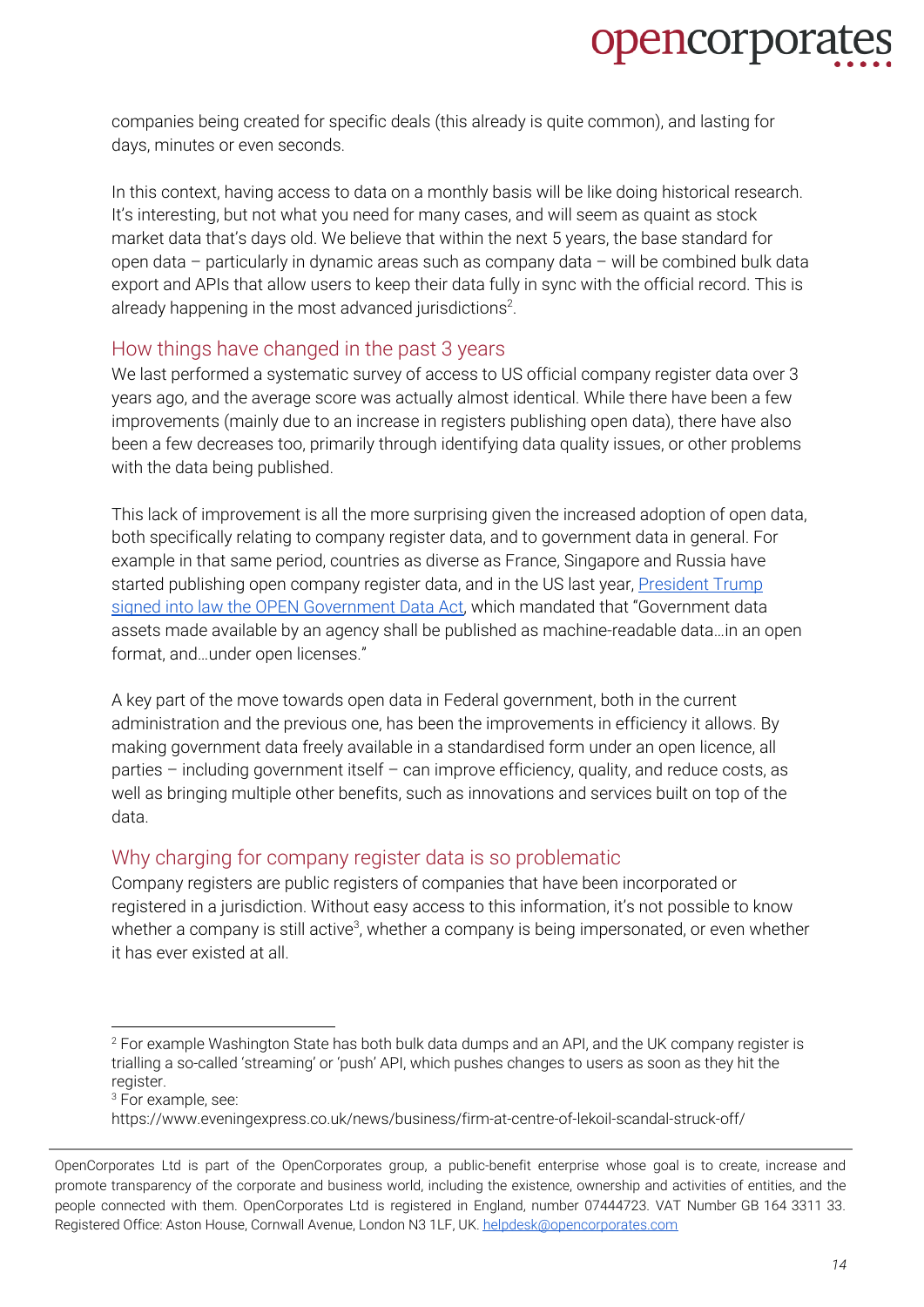companies being created for specific deals (this already is quite common), and lasting for days, minutes or even seconds.

In this context, having access to data on a monthly basis will be like doing historical research. It's interesting, but not what you need for many cases, and will seem as quaint as stock market data that's days old. We believe that within the next 5 years, the base standard for open data – particularly in dynamic areas such as company data – will be combined bulk data export and APIs that allow users to keep their data fully in sync with the official record. This is already happening in the most advanced jurisdictions[2].

## How things have changed in the past 3 years

We last performed a systematic survey of access to US official company register data over 3 years ago, and the average score was actually almost identical. While there have been a few improvements (mainly due to an increase in registers publishing open data), there have also been a few decreases too, primarily through identifying data quality issues, or other problems with the data being published.

This lack of improvement is all the more surprising given the increased adoption of open data, both specifically relating to company register data, and to government data in general. For example in that same period, countries as diverse as France, Singapore and Russia have started publishing open company register data, and in the US last year, [President Trump signed into law the OPEN Government Data Act](), which mandated that "Government data assets made available by an agency shall be published as machine-readable data…in an open format, and…under open licenses."

A key part of the move towards open data in Federal government, both in the current administration and the previous one, has been the improvements in efficiency it allows. By making government data freely available in a standardised form under an open licence, all parties – including government itself – can improve efficiency, quality, and reduce costs, as well as bringing multiple other benefits, such as innovations and services built on top of the data.

## Why charging for company register data is so problematic

Company registers are public registers of companies that have been incorporated or registered in a jurisdiction. Without easy access to this information, it's not possible to know whether a company is still active[3], whether a company is being impersonated, or even whether it has ever existed at all.

---

[2] For example Washington State has both bulk data dumps and an API, and the UK company register is trialling a so-called 'streaming' or 'push' API, which pushes changes to users as soon as they hit the register.

[3] For example, see: https://www.eveningexpress.co.uk/news/business/firm-at-centre-of-lekoil-scandal-struck-off/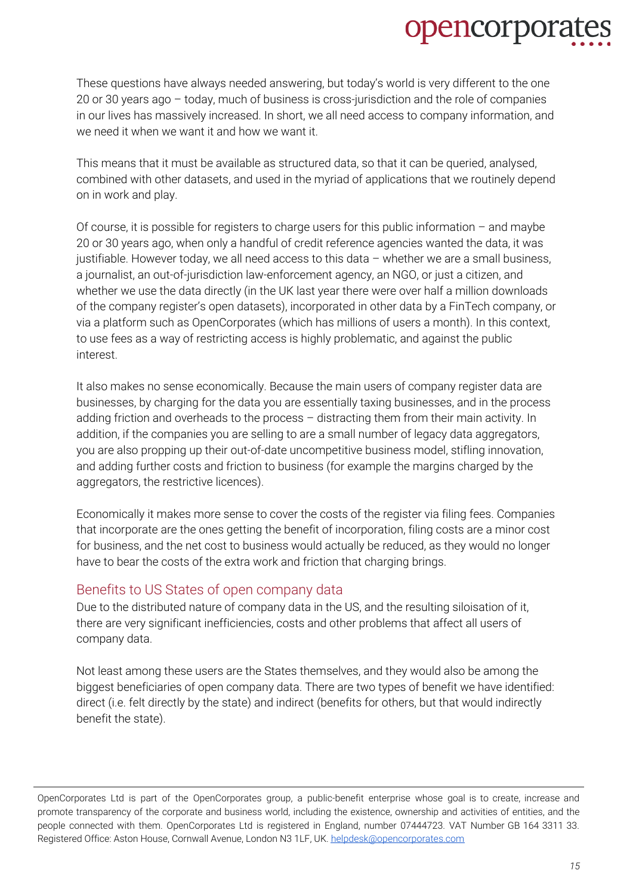These questions have always needed answering, but today's world is very different to the one 20 or 30 years ago – today, much of business is cross-jurisdiction and the role of companies in our lives has massively increased. In short, we all need access to company information, and we need it when we want it and how we want it.

This means that it must be available as structured data, so that it can be queried, analysed, combined with other datasets, and used in the myriad of applications that we routinely depend on in work and play.

Of course, it is possible for registers to charge users for this public information – and maybe 20 or 30 years ago, when only a handful of credit reference agencies wanted the data, it was justifiable. However today, we all need access to this data – whether we are a small business, a journalist, an out-of-jurisdiction law-enforcement agency, an NGO, or just a citizen, and whether we use the data directly (in the UK last year there were over half a million downloads of the company register's open datasets), incorporated in other data by a FinTech company, or via a platform such as OpenCorporates (which has millions of users a month). In this context, to use fees as a way of restricting access is highly problematic, and against the public interest.

It also makes no sense economically. Because the main users of company register data are businesses, by charging for the data you are essentially taxing businesses, and in the process adding friction and overheads to the process – distracting them from their main activity. In addition, if the companies you are selling to are a small number of legacy data aggregators, you are also propping up their out-of-date uncompetitive business model, stifling innovation, and adding further costs and friction to business (for example the margins charged by the aggregators, the restrictive licences).

Economically it makes more sense to cover the costs of the register via filing fees. Companies that incorporate are the ones getting the benefit of incorporation, filing costs are a minor cost for business, and the net cost to business would actually be reduced, as they would no longer have to bear the costs of the extra work and friction that charging brings.

## Benefits to US States of open company data

Due to the distributed nature of company data in the US, and the resulting siloisation of it, there are very significant inefficiencies, costs and other problems that affect all users of company data.

Not least among these users are the States themselves, and they would also be among the biggest beneficiaries of open company data. There are two types of benefit we have identified: direct (i.e. felt directly by the state) and indirect (benefits for others, but that would indirectly benefit the state).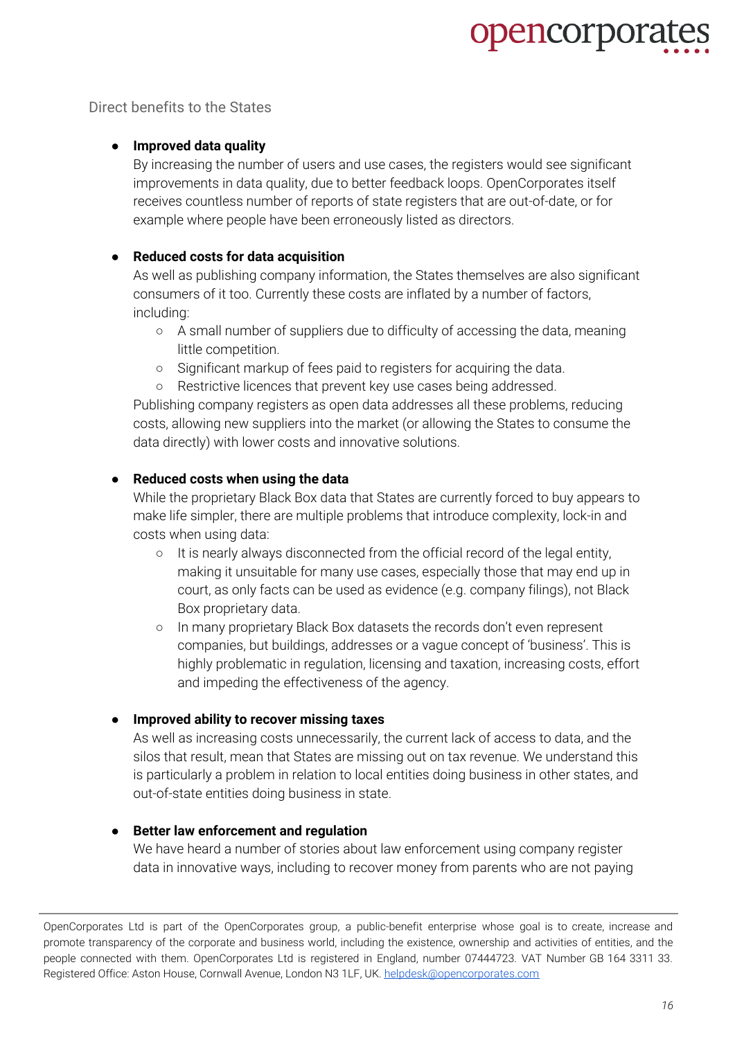Direct benefits to the States

- **Improved data quality**
  By increasing the number of users and use cases, the registers would see significant improvements in data quality, due to better feedback loops. OpenCorporates itself receives countless number of reports of state registers that are out-of-date, or for example where people have been erroneously listed as directors.

- **Reduced costs for data acquisition**
  As well as publishing company information, the States themselves are also significant consumers of it too. Currently these costs are inflated by a number of factors, including:
  - A small number of suppliers due to difficulty of accessing the data, meaning little competition.
  - Significant markup of fees paid to registers for acquiring the data.
  - Restrictive licences that prevent key use cases being addressed.

  Publishing company registers as open data addresses all these problems, reducing costs, allowing new suppliers into the market (or allowing the States to consume the data directly) with lower costs and innovative solutions.

- **Reduced costs when using the data**
  While the proprietary Black Box data that States are currently forced to buy appears to make life simpler, there are multiple problems that introduce complexity, lock-in and costs when using data:
  - It is nearly always disconnected from the official record of the legal entity, making it unsuitable for many use cases, especially those that may end up in court, as only facts can be used as evidence (e.g. company filings), not Black Box proprietary data.
  - In many proprietary Black Box datasets the records don't even represent companies, but buildings, addresses or a vague concept of 'business'. This is highly problematic in regulation, licensing and taxation, increasing costs, effort and impeding the effectiveness of the agency.

- **Improved ability to recover missing taxes**
  As well as increasing costs unnecessarily, the current lack of access to data, and the silos that result, mean that States are missing out on tax revenue. We understand this is particularly a problem in relation to local entities doing business in other states, and out-of-state entities doing business in state.

- **Better law enforcement and regulation**
  We have heard a number of stories about law enforcement using company register data in innovative ways, including to recover money from parents who are not paying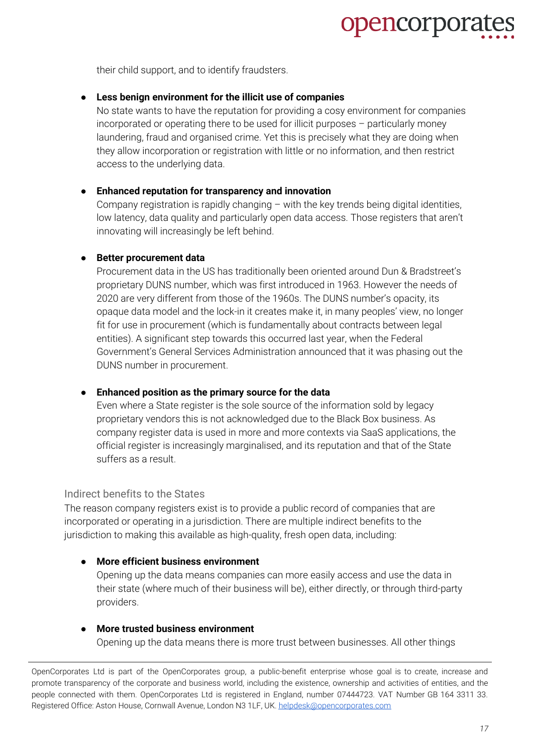their child support, and to identify fraudsters.

- **Less benign environment for the illicit use of companies**
  No state wants to have the reputation for providing a cosy environment for companies incorporated or operating there to be used for illicit purposes – particularly money laundering, fraud and organised crime. Yet this is precisely what they are doing when they allow incorporation or registration with little or no information, and then restrict access to the underlying data.

- **Enhanced reputation for transparency and innovation**
  Company registration is rapidly changing – with the key trends being digital identities, low latency, data quality and particularly open data access. Those registers that aren't innovating will increasingly be left behind.

- **Better procurement data**
  Procurement data in the US has traditionally been oriented around Dun & Bradstreet's proprietary DUNS number, which was first introduced in 1963. However the needs of 2020 are very different from those of the 1960s. The DUNS number's opacity, its opaque data model and the lock-in it creates make it, in many peoples' view, no longer fit for use in procurement (which is fundamentally about contracts between legal entities). A significant step towards this occurred last year, when the Federal Government's General Services Administration announced that it was phasing out the DUNS number in procurement.

- **Enhanced position as the primary source for the data**
  Even where a State register is the sole source of the information sold by legacy proprietary vendors this is not acknowledged due to the Black Box business. As company register data is used in more and more contexts via SaaS applications, the official register is increasingly marginalised, and its reputation and that of the State suffers as a result.

### Indirect benefits to the States

The reason company registers exist is to provide a public record of companies that are incorporated or operating in a jurisdiction. There are multiple indirect benefits to the jurisdiction to making this available as high-quality, fresh open data, including:

- **More efficient business environment**
  Opening up the data means companies can more easily access and use the data in their state (where much of their business will be), either directly, or through third-party providers.

- **More trusted business environment**
  Opening up the data means there is more trust between businesses. All other things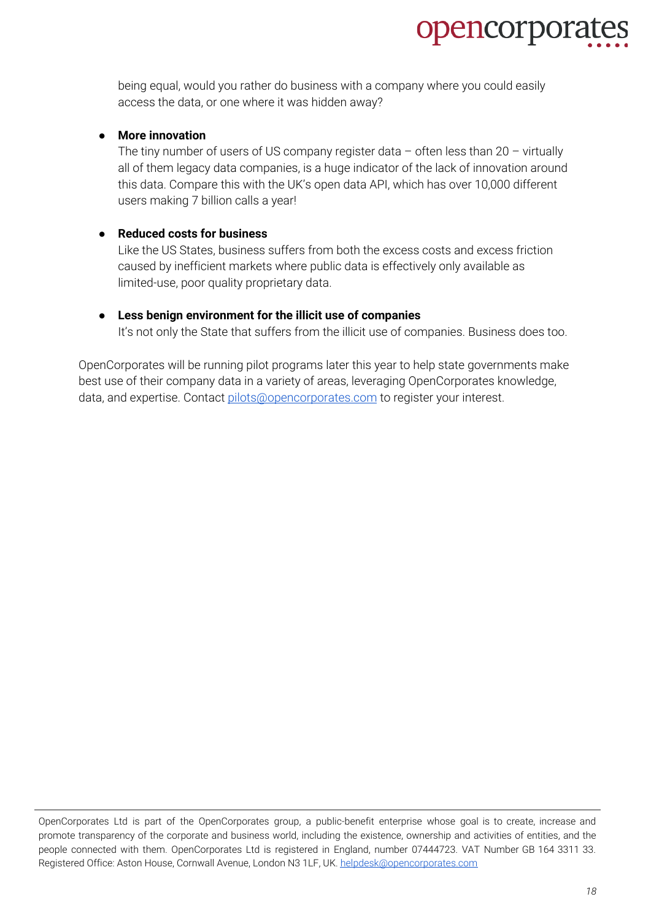being equal, would you rather do business with a company where you could easily access the data, or one where it was hidden away?

- **More innovation**
  The tiny number of users of US company register data – often less than 20 – virtually all of them legacy data companies, is a huge indicator of the lack of innovation around this data. Compare this with the UK's open data API, which has over 10,000 different users making 7 billion calls a year!

- **Reduced costs for business**
  Like the US States, business suffers from both the excess costs and excess friction caused by inefficient markets where public data is effectively only available as limited-use, poor quality proprietary data.

- **Less benign environment for the illicit use of companies**
  It's not only the State that suffers from the illicit use of companies. Business does too.

OpenCorporates will be running pilot programs later this year to help state governments make best use of their company data in a variety of areas, leveraging OpenCorporates knowledge, data, and expertise. Contact pilots@opencorporates.com to register your interest.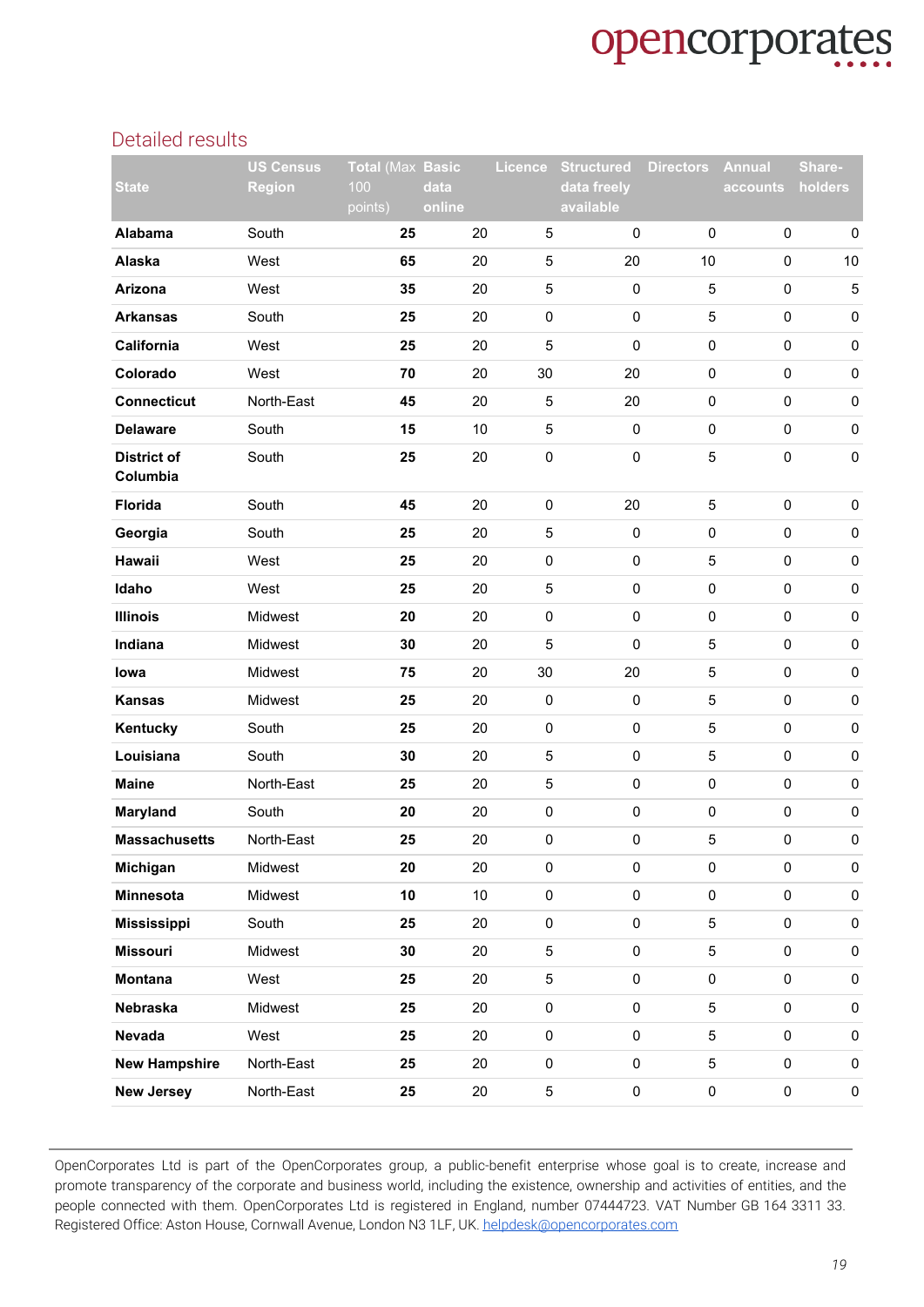## Detailed results

| State | US Census Region | Total (Max 100 points) | Basic data online | Licence | Structured data freely available | Directors | Annual accounts | Share-holders |
|---|---|---|---|---|---|---|---|---|
| **Alabama** | South | **25** | 20 | 5 | 0 | 0 | 0 | 0 |
| **Alaska** | West | **65** | 20 | 5 | 20 | 10 | 0 | 10 |
| **Arizona** | West | **35** | 20 | 5 | 0 | 5 | 0 | 5 |
| **Arkansas** | South | **25** | 20 | 0 | 0 | 5 | 0 | 0 |
| **California** | West | **25** | 20 | 5 | 0 | 0 | 0 | 0 |
| **Colorado** | West | **70** | 20 | 30 | 20 | 0 | 0 | 0 |
| **Connecticut** | North-East | **45** | 20 | 5 | 20 | 0 | 0 | 0 |
| **Delaware** | South | **15** | 10 | 5 | 0 | 0 | 0 | 0 |
| **District of Columbia** | South | **25** | 20 | 0 | 0 | 5 | 0 | 0 |
| **Florida** | South | **45** | 20 | 0 | 20 | 5 | 0 | 0 |
| **Georgia** | South | **25** | 20 | 5 | 0 | 0 | 0 | 0 |
| **Hawaii** | West | **25** | 20 | 0 | 0 | 5 | 0 | 0 |
| **Idaho** | West | **25** | 20 | 5 | 0 | 0 | 0 | 0 |
| **Illinois** | Midwest | **20** | 20 | 0 | 0 | 0 | 0 | 0 |
| **Indiana** | Midwest | **30** | 20 | 5 | 0 | 5 | 0 | 0 |
| **Iowa** | Midwest | **75** | 20 | 30 | 20 | 5 | 0 | 0 |
| **Kansas** | Midwest | **25** | 20 | 0 | 0 | 5 | 0 | 0 |
| **Kentucky** | South | **25** | 20 | 0 | 0 | 5 | 0 | 0 |
| **Louisiana** | South | **30** | 20 | 5 | 0 | 5 | 0 | 0 |
| **Maine** | North-East | **25** | 20 | 5 | 0 | 0 | 0 | 0 |
| **Maryland** | South | **20** | 20 | 0 | 0 | 0 | 0 | 0 |
| **Massachusetts** | North-East | **25** | 20 | 0 | 0 | 5 | 0 | 0 |
| **Michigan** | Midwest | **20** | 20 | 0 | 0 | 0 | 0 | 0 |
| **Minnesota** | Midwest | **10** | 10 | 0 | 0 | 0 | 0 | 0 |
| **Mississippi** | South | **25** | 20 | 0 | 0 | 5 | 0 | 0 |
| **Missouri** | Midwest | **30** | 20 | 5 | 0 | 5 | 0 | 0 |
| **Montana** | West | **25** | 20 | 5 | 0 | 0 | 0 | 0 |
| **Nebraska** | Midwest | **25** | 20 | 0 | 0 | 5 | 0 | 0 |
| **Nevada** | West | **25** | 20 | 0 | 0 | 5 | 0 | 0 |
| **New Hampshire** | North-East | **25** | 20 | 0 | 0 | 5 | 0 | 0 |
| **New Jersey** | North-East | **25** | 20 | 5 | 0 | 0 | 0 | 0 |

OpenCorporates Ltd is part of the OpenCorporates group, a public-benefit enterprise whose goal is to create, increase and promote transparency of the corporate and business world, including the existence, ownership and activities of entities, and the people connected with them. OpenCorporates Ltd is registered in England, number 07444723. VAT Number GB 164 3311 33. Registered Office: Aston House, Cornwall Avenue, London N3 1LF, UK. helpdesk@opencorporates.com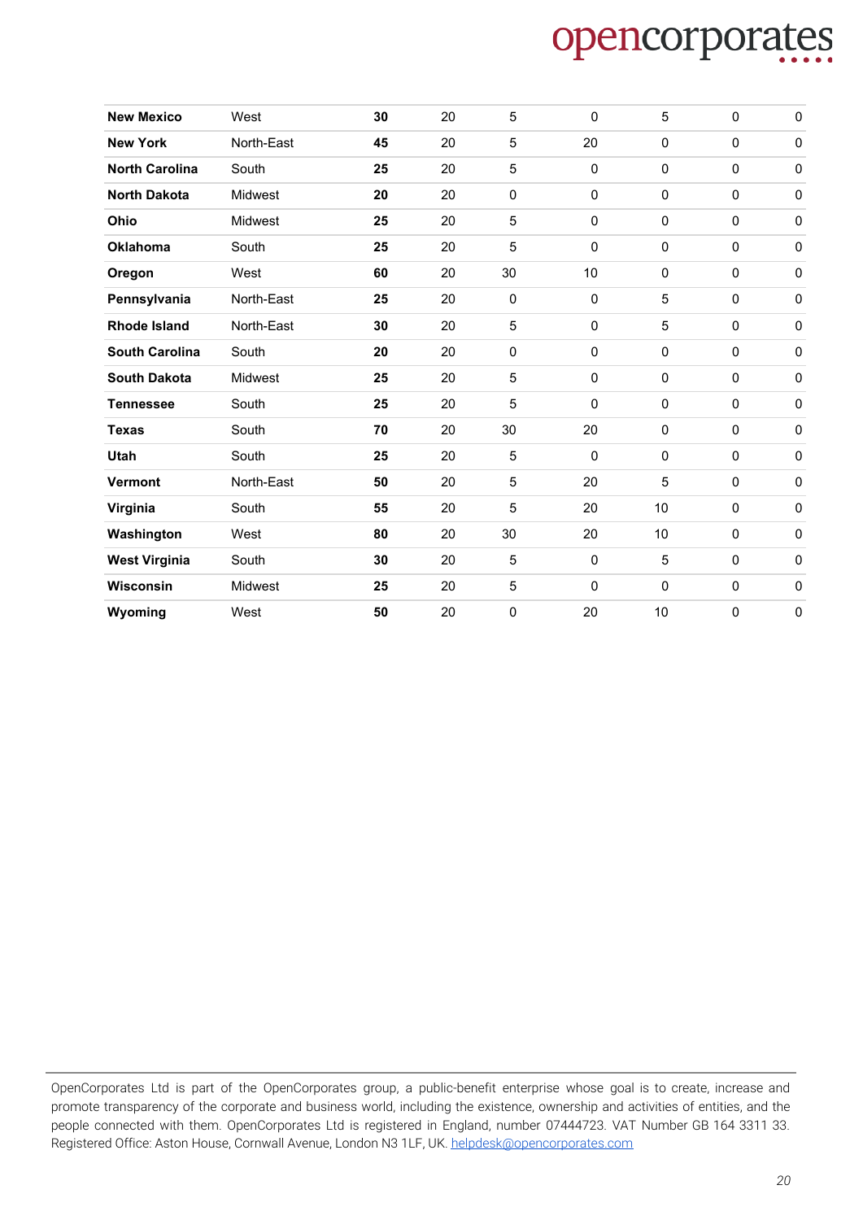| | | | | | | | | |
|---|---|---|---|---|---|---|---|---|
| **New Mexico** | West | **30** | 20 | 5 | 0 | 5 | 0 | 0 |
| **New York** | North-East | **45** | 20 | 5 | 20 | 0 | 0 | 0 |
| **North Carolina** | South | **25** | 20 | 5 | 0 | 0 | 0 | 0 |
| **North Dakota** | Midwest | **20** | 20 | 0 | 0 | 0 | 0 | 0 |
| **Ohio** | Midwest | **25** | 20 | 5 | 0 | 0 | 0 | 0 |
| **Oklahoma** | South | **25** | 20 | 5 | 0 | 0 | 0 | 0 |
| **Oregon** | West | **60** | 20 | 30 | 10 | 0 | 0 | 0 |
| **Pennsylvania** | North-East | **25** | 20 | 0 | 0 | 5 | 0 | 0 |
| **Rhode Island** | North-East | **30** | 20 | 5 | 0 | 5 | 0 | 0 |
| **South Carolina** | South | **20** | 20 | 0 | 0 | 0 | 0 | 0 |
| **South Dakota** | Midwest | **25** | 20 | 5 | 0 | 0 | 0 | 0 |
| **Tennessee** | South | **25** | 20 | 5 | 0 | 0 | 0 | 0 |
| **Texas** | South | **70** | 20 | 30 | 20 | 0 | 0 | 0 |
| **Utah** | South | **25** | 20 | 5 | 0 | 0 | 0 | 0 |
| **Vermont** | North-East | **50** | 20 | 5 | 20 | 5 | 0 | 0 |
| **Virginia** | South | **55** | 20 | 5 | 20 | 10 | 0 | 0 |
| **Washington** | West | **80** | 20 | 30 | 20 | 10 | 0 | 0 |
| **West Virginia** | South | **30** | 20 | 5 | 0 | 5 | 0 | 0 |
| **Wisconsin** | Midwest | **25** | 20 | 5 | 0 | 0 | 0 | 0 |
| **Wyoming** | West | **50** | 20 | 0 | 20 | 10 | 0 | 0 |

OpenCorporates Ltd is part of the OpenCorporates group, a public-benefit enterprise whose goal is to create, increase and promote transparency of the corporate and business world, including the existence, ownership and activities of entities, and the people connected with them. OpenCorporates Ltd is registered in England, number 07444723. VAT Number GB 164 3311 33. Registered Office: Aston House, Cornwall Avenue, London N3 1LF, UK. helpdesk@opencorporates.com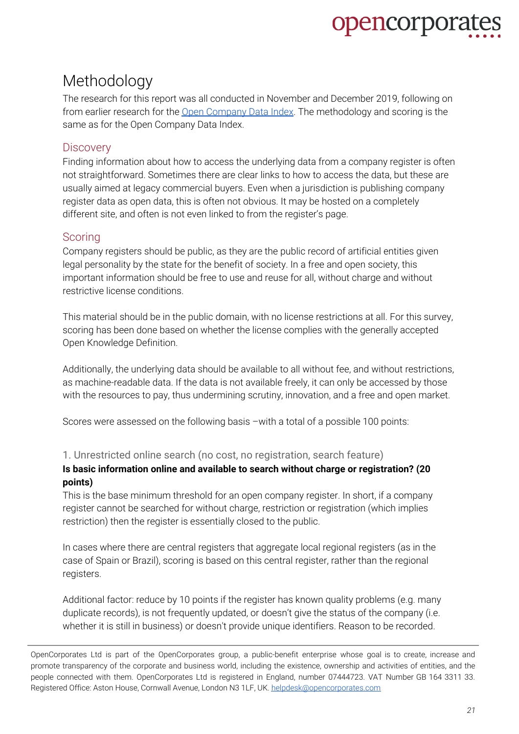# Methodology

The research for this report was all conducted in November and December 2019, following on from earlier research for the [Open Company Data Index](). The methodology and scoring is the same as for the Open Company Data Index.

## Discovery

Finding information about how to access the underlying data from a company register is often not straightforward. Sometimes there are clear links to how to access the data, but these are usually aimed at legacy commercial buyers. Even when a jurisdiction is publishing company register data as open data, this is often not obvious. It may be hosted on a completely different site, and often is not even linked to from the register's page.

## Scoring

Company registers should be public, as they are the public record of artificial entities given legal personality by the state for the benefit of society. In a free and open society, this important information should be free to use and reuse for all, without charge and without restrictive license conditions.

This material should be in the public domain, with no license restrictions at all. For this survey, scoring has been done based on whether the license complies with the generally accepted Open Knowledge Definition.

Additionally, the underlying data should be available to all without fee, and without restrictions, as machine-readable data. If the data is not available freely, it can only be accessed by those with the resources to pay, thus undermining scrutiny, innovation, and a free and open market.

Scores were assessed on the following basis –with a total of a possible 100 points:

### 1. Unrestricted online search (no cost, no registration, search feature)

**Is basic information online and available to search without charge or registration? (20 points)**

This is the base minimum threshold for an open company register. In short, if a company register cannot be searched for without charge, restriction or registration (which implies restriction) then the register is essentially closed to the public.

In cases where there are central registers that aggregate local regional registers (as in the case of Spain or Brazil), scoring is based on this central register, rather than the regional registers.

Additional factor: reduce by 10 points if the register has known quality problems (e.g. many duplicate records), is not frequently updated, or doesn't give the status of the company (i.e. whether it is still in business) or doesn't provide unique identifiers. Reason to be recorded.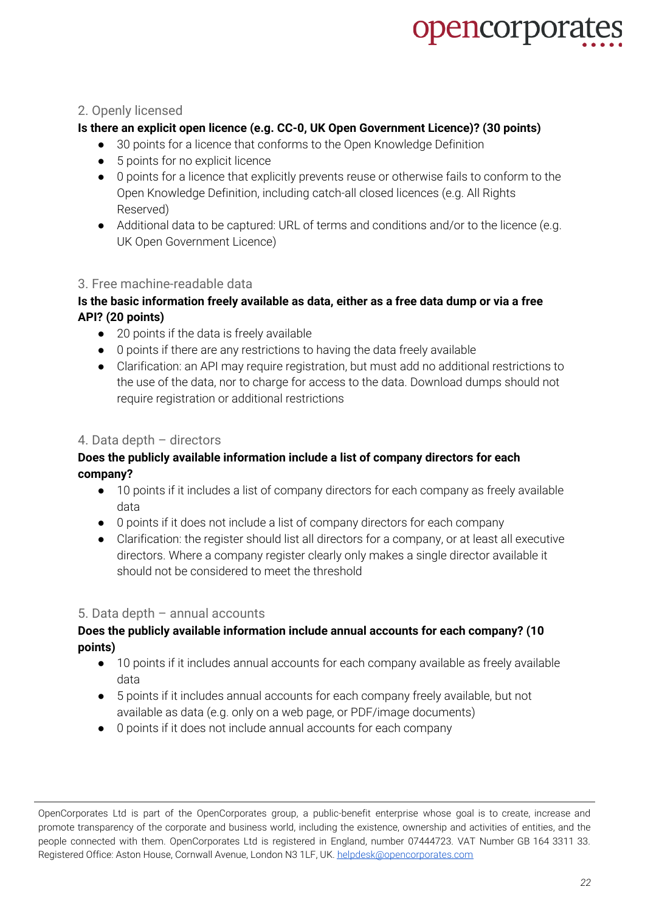### 2. Openly licensed

**Is there an explicit open licence (e.g. CC-0, UK Open Government Licence)? (30 points)**

- 30 points for a licence that conforms to the Open Knowledge Definition
- 5 points for no explicit licence
- 0 points for a licence that explicitly prevents reuse or otherwise fails to conform to the Open Knowledge Definition, including catch-all closed licences (e.g. All Rights Reserved)
- Additional data to be captured: URL of terms and conditions and/or to the licence (e.g. UK Open Government Licence)

### 3. Free machine-readable data

**Is the basic information freely available as data, either as a free data dump or via a free API? (20 points)**

- 20 points if the data is freely available
- 0 points if there are any restrictions to having the data freely available
- Clarification: an API may require registration, but must add no additional restrictions to the use of the data, nor to charge for access to the data. Download dumps should not require registration or additional restrictions

### 4. Data depth – directors

**Does the publicly available information include a list of company directors for each company?**

- 10 points if it includes a list of company directors for each company as freely available data
- 0 points if it does not include a list of company directors for each company
- Clarification: the register should list all directors for a company, or at least all executive directors. Where a company register clearly only makes a single director available it should not be considered to meet the threshold

### 5. Data depth – annual accounts

**Does the publicly available information include annual accounts for each company? (10 points)**

- 10 points if it includes annual accounts for each company available as freely available data
- 5 points if it includes annual accounts for each company freely available, but not available as data (e.g. only on a web page, or PDF/image documents)
- 0 points if it does not include annual accounts for each company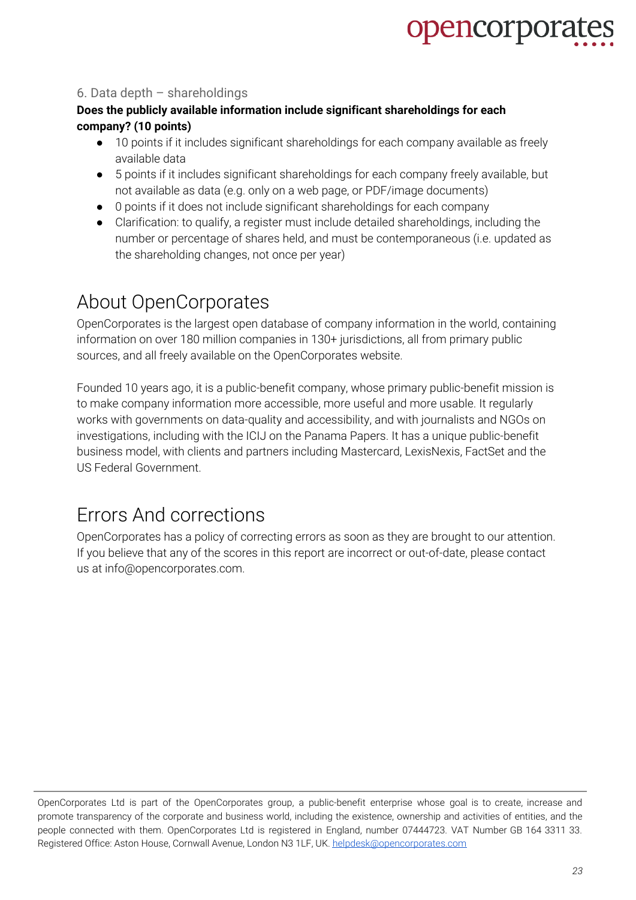### 6. Data depth – shareholdings

**Does the publicly available information include significant shareholdings for each company? (10 points)**

- 10 points if it includes significant shareholdings for each company available as freely available data
- 5 points if it includes significant shareholdings for each company freely available, but not available as data (e.g. only on a web page, or PDF/image documents)
- 0 points if it does not include significant shareholdings for each company
- Clarification: to qualify, a register must include detailed shareholdings, including the number or percentage of shares held, and must be contemporaneous (i.e. updated as the shareholding changes, not once per year)

## About OpenCorporates

OpenCorporates is the largest open database of company information in the world, containing information on over 180 million companies in 130+ jurisdictions, all from primary public sources, and all freely available on the OpenCorporates website.

Founded 10 years ago, it is a public-benefit company, whose primary public-benefit mission is to make company information more accessible, more useful and more usable. It regularly works with governments on data-quality and accessibility, and with journalists and NGOs on investigations, including with the ICIJ on the Panama Papers. It has a unique public-benefit business model, with clients and partners including Mastercard, LexisNexis, FactSet and the US Federal Government.

## Errors And corrections

OpenCorporates has a policy of correcting errors as soon as they are brought to our attention. If you believe that any of the scores in this report are incorrect or out-of-date, please contact us at info@opencorporates.com.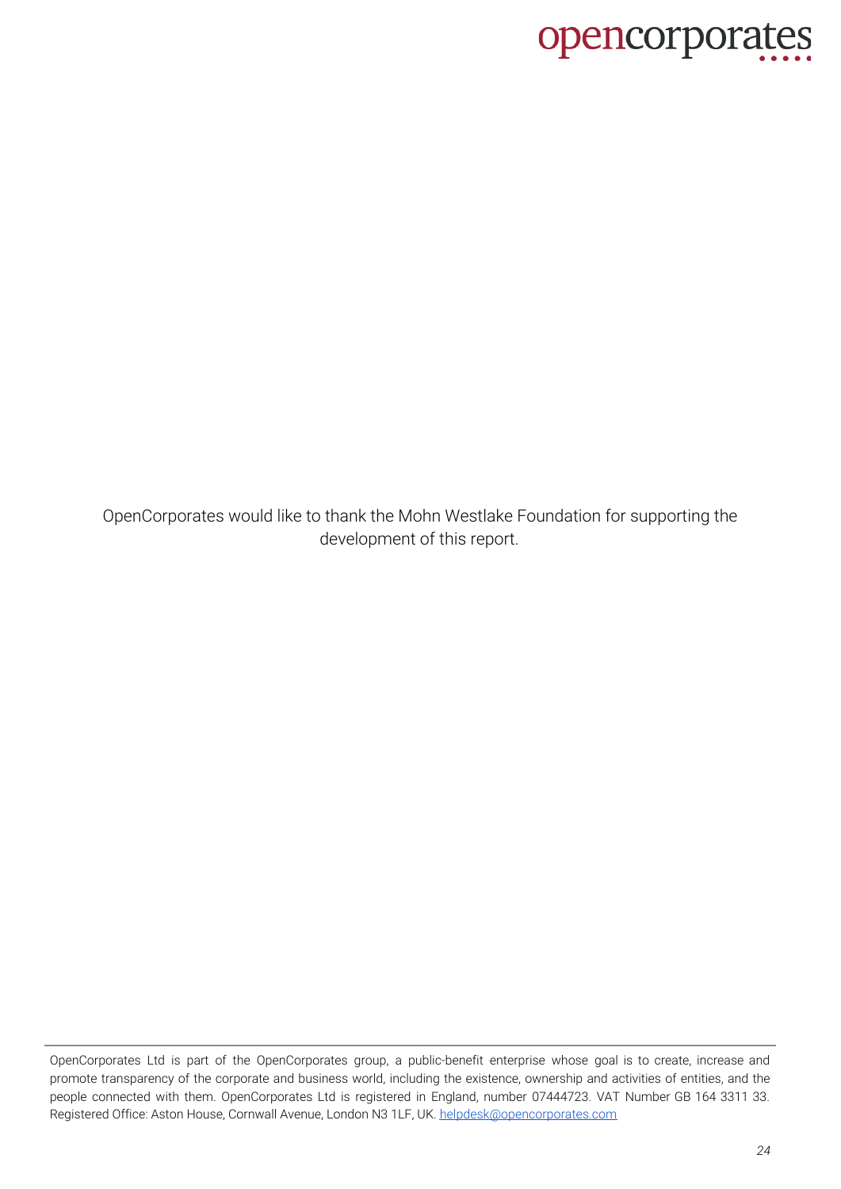OpenCorporates would like to thank the Mohn Westlake Foundation for supporting the development of this report.

OpenCorporates Ltd is part of the OpenCorporates group, a public-benefit enterprise whose goal is to create, increase and promote transparency of the corporate and business world, including the existence, ownership and activities of entities, and the people connected with them. OpenCorporates Ltd is registered in England, number 07444723. VAT Number GB 164 3311 33. Registered Office: Aston House, Cornwall Avenue, London N3 1LF, UK. helpdesk@opencorporates.com